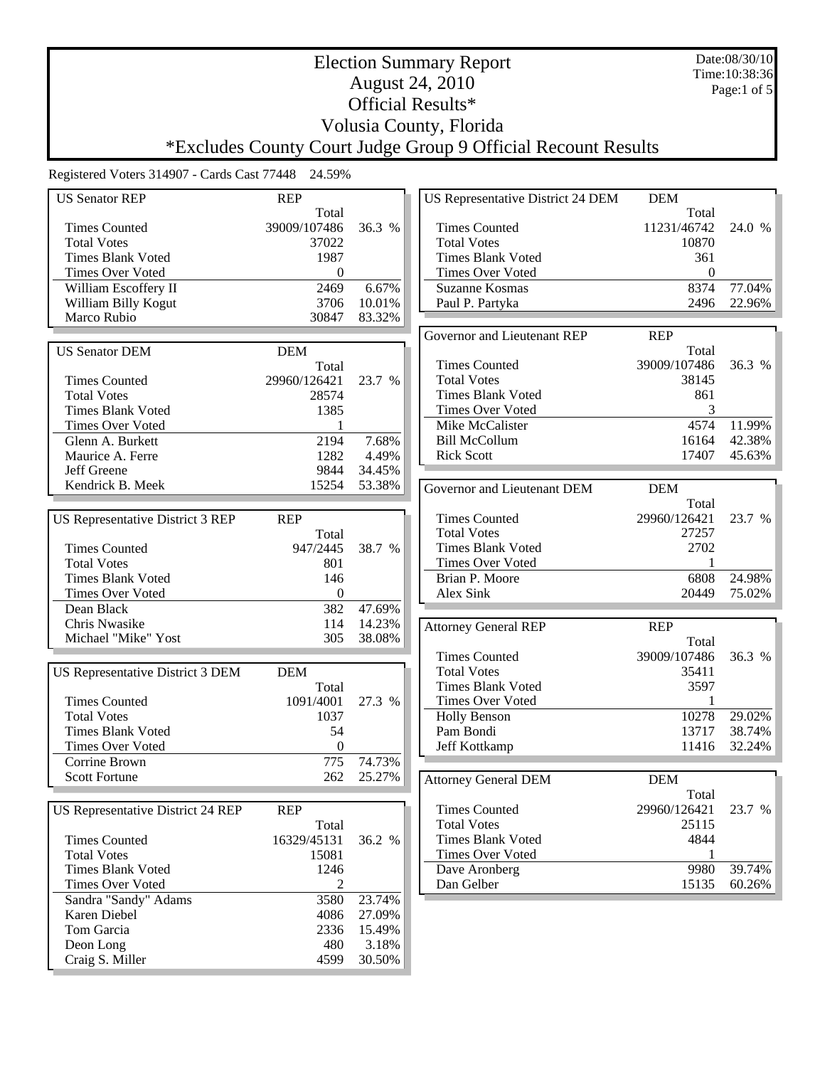# Election Summary Report

August 24, 2010

Official Results*

Volusia County, Florida

*Excludes County Court Judge Group 9 Official Recount Results

Date:08/30/10
Time:10:38:36

Registered Voters 314907 - Cards Cast 77448 24.59%

| US Senator REP | REP | |
|---|---|---|
| | Total | |
| Times Counted | 39009/107486 | 36.3 % |
| Total Votes | 37022 | |
| Times Blank Voted | 1987 | |
| Times Over Voted | 0 | |
| William Escoffery II | 2469 | 6.67% |
| William Billy Kogut | 3706 | 10.01% |
| Marco Rubio | 30847 | 83.32% |

| US Senator DEM | DEM | |
|---|---|---|
| | Total | |
| Times Counted | 29960/126421 | 23.7 % |
| Total Votes | 28574 | |
| Times Blank Voted | 1385 | |
| Times Over Voted | 1 | |
| Glenn A. Burkett | 2194 | 7.68% |
| Maurice A. Ferre | 1282 | 4.49% |
| Jeff Greene | 9844 | 34.45% |
| Kendrick B. Meek | 15254 | 53.38% |

| US Representative District 3 REP | REP | |
|---|---|---|
| | Total | |
| Times Counted | 947/2445 | 38.7 % |
| Total Votes | 801 | |
| Times Blank Voted | 146 | |
| Times Over Voted | 0 | |
| Dean Black | 382 | 47.69% |
| Chris Nwasike | 114 | 14.23% |
| Michael "Mike" Yost | 305 | 38.08% |

| US Representative District 3 DEM | DEM | |
|---|---|---|
| | Total | |
| Times Counted | 1091/4001 | 27.3 % |
| Total Votes | 1037 | |
| Times Blank Voted | 54 | |
| Times Over Voted | 0 | |
| Corrine Brown | 775 | 74.73% |
| Scott Fortune | 262 | 25.27% |

| US Representative District 24 REP | REP | |
|---|---|---|
| | Total | |
| Times Counted | 16329/45131 | 36.2 % |
| Total Votes | 15081 | |
| Times Blank Voted | 1246 | |
| Times Over Voted | 2 | |
| Sandra "Sandy" Adams | 3580 | 23.74% |
| Karen Diebel | 4086 | 27.09% |
| Tom Garcia | 2336 | 15.49% |
| Deon Long | 480 | 3.18% |
| Craig S. Miller | 4599 | 30.50% |

| US Representative District 24 DEM | DEM | |
|---|---|---|
| | Total | |
| Times Counted | 11231/46742 | 24.0 % |
| Total Votes | 10870 | |
| Times Blank Voted | 361 | |
| Times Over Voted | 0 | |
| Suzanne Kosmas | 8374 | 77.04% |
| Paul P. Partyka | 2496 | 22.96% |

| Governor and Lieutenant REP | REP | |
|---|---|---|
| | Total | |
| Times Counted | 39009/107486 | 36.3 % |
| Total Votes | 38145 | |
| Times Blank Voted | 861 | |
| Times Over Voted | 3 | |
| Mike McCalister | 4574 | 11.99% |
| Bill McCollum | 16164 | 42.38% |
| Rick Scott | 17407 | 45.63% |

| Governor and Lieutenant DEM | DEM | |
|---|---|---|
| | Total | |
| Times Counted | 29960/126421 | 23.7 % |
| Total Votes | 27257 | |
| Times Blank Voted | 2702 | |
| Times Over Voted | 1 | |
| Brian P. Moore | 6808 | 24.98% |
| Alex Sink | 20449 | 75.02% |

| Attorney General REP | REP | |
|---|---|---|
| | Total | |
| Times Counted | 39009/107486 | 36.3 % |
| Total Votes | 35411 | |
| Times Blank Voted | 3597 | |
| Times Over Voted | 1 | |
| Holly Benson | 10278 | 29.02% |
| Pam Bondi | 13717 | 38.74% |
| Jeff Kottkamp | 11416 | 32.24% |

| Attorney General DEM | DEM | |
|---|---|---|
| | Total | |
| Times Counted | 29960/126421 | 23.7 % |
| Total Votes | 25115 | |
| Times Blank Voted | 4844 | |
| Times Over Voted | 1 | |
| Dave Aronberg | 9980 | 39.74% |
| Dan Gelber | 15135 | 60.26% |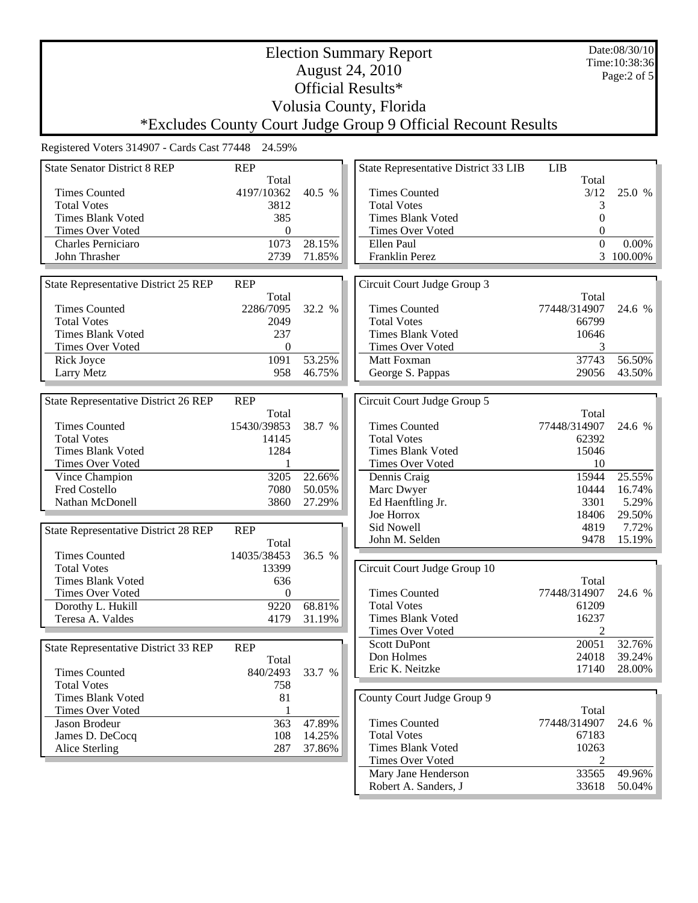# Election Summary Report

## August 24, 2010

## Official Results*

## Volusia County, Florida

## *Excludes County Court Judge Group 9 Official Recount Results

Date:08/30/10
Time:10:38:36

Registered Voters 314907 - Cards Cast 77448 24.59%

### State Senator District 8 REP

| REP | Total | |
|---|---|---|
| Times Counted | 4197/10362 | 40.5 % |
| Total Votes | 3812 | |
| Times Blank Voted | 385 | |
| Times Over Voted | 0 | |
| Charles Perniciaro | 1073 | 28.15% |
| John Thrasher | 2739 | 71.85% |

### State Representative District 25 REP

| REP | Total | |
|---|---|---|
| Times Counted | 2286/7095 | 32.2 % |
| Total Votes | 2049 | |
| Times Blank Voted | 237 | |
| Times Over Voted | 0 | |
| Rick Joyce | 1091 | 53.25% |
| Larry Metz | 958 | 46.75% |

### State Representative District 26 REP

| REP | Total | |
|---|---|---|
| Times Counted | 15430/39853 | 38.7 % |
| Total Votes | 14145 | |
| Times Blank Voted | 1284 | |
| Times Over Voted | 1 | |
| Vince Champion | 3205 | 22.66% |
| Fred Costello | 7080 | 50.05% |
| Nathan McDonell | 3860 | 27.29% |

### State Representative District 28 REP

| REP | Total | |
|---|---|---|
| Times Counted | 14035/38453 | 36.5 % |
| Total Votes | 13399 | |
| Times Blank Voted | 636 | |
| Times Over Voted | 0 | |
| Dorothy L. Hukill | 9220 | 68.81% |
| Teresa A. Valdes | 4179 | 31.19% |

### State Representative District 33 REP

| REP | Total | |
|---|---|---|
| Times Counted | 840/2493 | 33.7 % |
| Total Votes | 758 | |
| Times Blank Voted | 81 | |
| Times Over Voted | 1 | |
| Jason Brodeur | 363 | 47.89% |
| James D. DeCocq | 108 | 14.25% |
| Alice Sterling | 287 | 37.86% |

### State Representative District 33 LIB

| LIB | Total | |
|---|---|---|
| Times Counted | 3/12 | 25.0 % |
| Total Votes | 3 | |
| Times Blank Voted | 0 | |
| Times Over Voted | 0 | |
| Ellen Paul | 0 | 0.00% |
| Franklin Perez | 3 | 100.00% |

### Circuit Court Judge Group 3

| | Total | |
|---|---|---|
| Times Counted | 77448/314907 | 24.6 % |
| Total Votes | 66799 | |
| Times Blank Voted | 10646 | |
| Times Over Voted | 3 | |
| Matt Foxman | 37743 | 56.50% |
| George S. Pappas | 29056 | 43.50% |

### Circuit Court Judge Group 5

| | Total | |
|---|---|---|
| Times Counted | 77448/314907 | 24.6 % |
| Total Votes | 62392 | |
| Times Blank Voted | 15046 | |
| Times Over Voted | 10 | |
| Dennis Craig | 15944 | 25.55% |
| Marc Dwyer | 10444 | 16.74% |
| Ed Haenftling Jr. | 3301 | 5.29% |
| Joe Horrox | 18406 | 29.50% |
| Sid Nowell | 4819 | 7.72% |
| John M. Selden | 9478 | 15.19% |

### Circuit Court Judge Group 10

| | Total | |
|---|---|---|
| Times Counted | 77448/314907 | 24.6 % |
| Total Votes | 61209 | |
| Times Blank Voted | 16237 | |
| Times Over Voted | 2 | |
| Scott DuPont | 20051 | 32.76% |
| Don Holmes | 24018 | 39.24% |
| Eric K. Neitzke | 17140 | 28.00% |

### County Court Judge Group 9

| | Total | |
|---|---|---|
| Times Counted | 77448/314907 | 24.6 % |
| Total Votes | 67183 | |
| Times Blank Voted | 10263 | |
| Times Over Voted | 2 | |
| Mary Jane Henderson | 33565 | 49.96% |
| Robert A. Sanders, J | 33618 | 50.04% |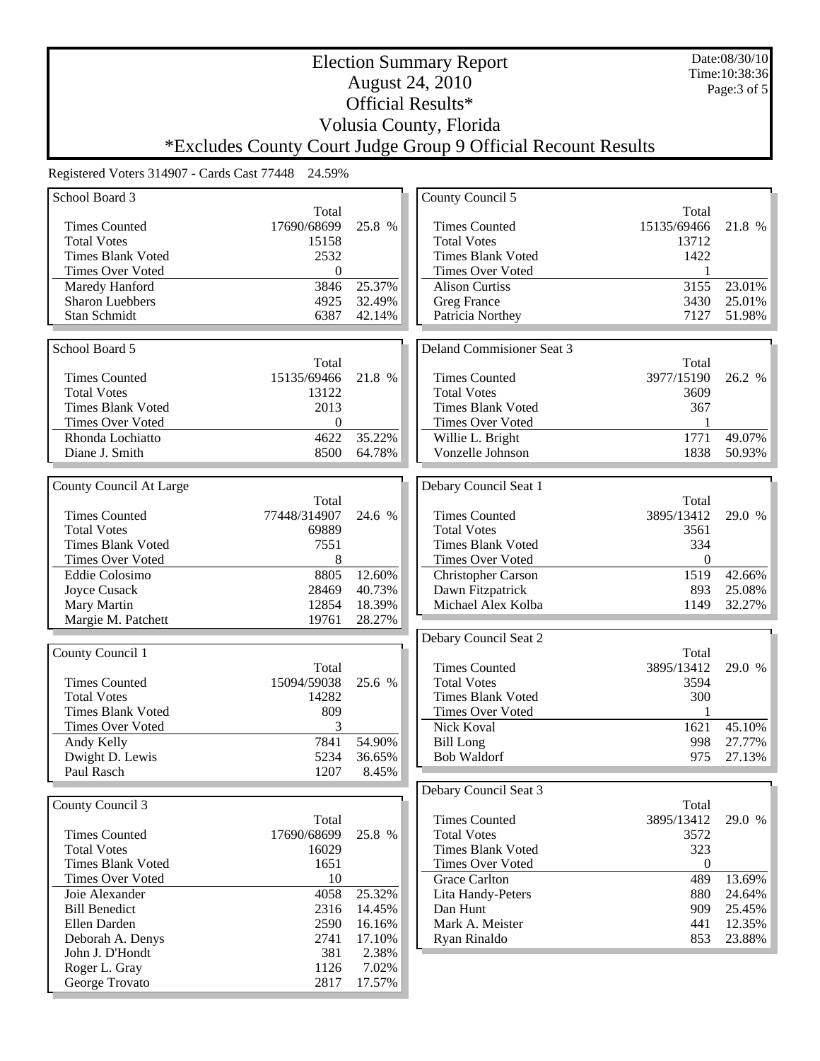# Election Summary Report

August 24, 2010

Official Results*

Volusia County, Florida

*Excludes County Court Judge Group 9 Official Recount Results

Date:08/30/10
Time:10:38:36

Registered Voters 314907 - Cards Cast 77448 24.59%

## School Board 3

| | Total | |
|---|---|---|
| Times Counted | 17690/68699 | 25.8 % |
| Total Votes | 15158 | |
| Times Blank Voted | 2532 | |
| Times Over Voted | 0 | |
| Maredy Hanford | 3846 | 25.37% |
| Sharon Luebbers | 4925 | 32.49% |
| Stan Schmidt | 6387 | 42.14% |

## School Board 5

| | Total | |
|---|---|---|
| Times Counted | 15135/69466 | 21.8 % |
| Total Votes | 13122 | |
| Times Blank Voted | 2013 | |
| Times Over Voted | 0 | |
| Rhonda Lochiatto | 4622 | 35.22% |
| Diane J. Smith | 8500 | 64.78% |

## County Council At Large

| | Total | |
|---|---|---|
| Times Counted | 77448/314907 | 24.6 % |
| Total Votes | 69889 | |
| Times Blank Voted | 7551 | |
| Times Over Voted | 8 | |
| Eddie Colosimo | 8805 | 12.60% |
| Joyce Cusack | 28469 | 40.73% |
| Mary Martin | 12854 | 18.39% |
| Margie M. Patchett | 19761 | 28.27% |

## County Council 1

| | Total | |
|---|---|---|
| Times Counted | 15094/59038 | 25.6 % |
| Total Votes | 14282 | |
| Times Blank Voted | 809 | |
| Times Over Voted | 3 | |
| Andy Kelly | 7841 | 54.90% |
| Dwight D. Lewis | 5234 | 36.65% |
| Paul Rasch | 1207 | 8.45% |

## County Council 3

| | Total | |
|---|---|---|
| Times Counted | 17690/68699 | 25.8 % |
| Total Votes | 16029 | |
| Times Blank Voted | 1651 | |
| Times Over Voted | 10 | |
| Joie Alexander | 4058 | 25.32% |
| Bill Benedict | 2316 | 14.45% |
| Ellen Darden | 2590 | 16.16% |
| Deborah A. Denys | 2741 | 17.10% |
| John J. D'Hondt | 381 | 2.38% |
| Roger L. Gray | 1126 | 7.02% |
| George Trovato | 2817 | 17.57% |

## County Council 5

| | Total | |
|---|---|---|
| Times Counted | 15135/69466 | 21.8 % |
| Total Votes | 13712 | |
| Times Blank Voted | 1422 | |
| Times Over Voted | 1 | |
| Alison Curtiss | 3155 | 23.01% |
| Greg France | 3430 | 25.01% |
| Patricia Northey | 7127 | 51.98% |

## Deland Commisioner Seat 3

| | Total | |
|---|---|---|
| Times Counted | 3977/15190 | 26.2 % |
| Total Votes | 3609 | |
| Times Blank Voted | 367 | |
| Times Over Voted | 1 | |
| Willie L. Bright | 1771 | 49.07% |
| Vonzelle Johnson | 1838 | 50.93% |

## Debary Council Seat 1

| | Total | |
|---|---|---|
| Times Counted | 3895/13412 | 29.0 % |
| Total Votes | 3561 | |
| Times Blank Voted | 334 | |
| Times Over Voted | 0 | |
| Christopher Carson | 1519 | 42.66% |
| Dawn Fitzpatrick | 893 | 25.08% |
| Michael Alex Kolba | 1149 | 32.27% |

## Debary Council Seat 2

| | Total | |
|---|---|---|
| Times Counted | 3895/13412 | 29.0 % |
| Total Votes | 3594 | |
| Times Blank Voted | 300 | |
| Times Over Voted | 1 | |
| Nick Koval | 1621 | 45.10% |
| Bill Long | 998 | 27.77% |
| Bob Waldorf | 975 | 27.13% |

## Debary Council Seat 3

| | Total | |
|---|---|---|
| Times Counted | 3895/13412 | 29.0 % |
| Total Votes | 3572 | |
| Times Blank Voted | 323 | |
| Times Over Voted | 0 | |
| Grace Carlton | 489 | 13.69% |
| Lita Handy-Peters | 880 | 24.64% |
| Dan Hunt | 909 | 25.45% |
| Mark A. Meister | 441 | 12.35% |
| Ryan Rinaldo | 853 | 23.88% |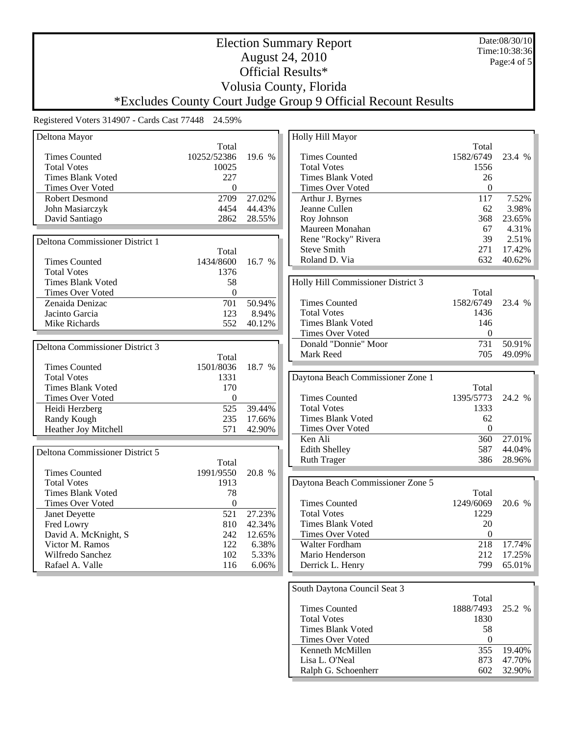# Election Summary Report
## August 24, 2010
## Official Results*
## Volusia County, Florida
## *Excludes County Court Judge Group 9 Official Recount Results

Date:08/30/10
Time:10:38:36

Registered Voters 314907 - Cards Cast 77448 24.59%

### Deltona Mayor

| | Total | |
|---|---|---|
| Times Counted | 10252/52386 | 19.6 % |
| Total Votes | 10025 | |
| Times Blank Voted | 227 | |
| Times Over Voted | 0 | |
| Robert Desmond | 2709 | 27.02% |
| John Masiarczyk | 4454 | 44.43% |
| David Santiago | 2862 | 28.55% |

### Deltona Commissioner District 1

| | Total | |
|---|---|---|
| Times Counted | 1434/8600 | 16.7 % |
| Total Votes | 1376 | |
| Times Blank Voted | 58 | |
| Times Over Voted | 0 | |
| Zenaida Denizac | 701 | 50.94% |
| Jacinto Garcia | 123 | 8.94% |
| Mike Richards | 552 | 40.12% |

### Deltona Commissioner District 3

| | Total | |
|---|---|---|
| Times Counted | 1501/8036 | 18.7 % |
| Total Votes | 1331 | |
| Times Blank Voted | 170 | |
| Times Over Voted | 0 | |
| Heidi Herzberg | 525 | 39.44% |
| Randy Kough | 235 | 17.66% |
| Heather Joy Mitchell | 571 | 42.90% |

### Deltona Commissioner District 5

| | Total | |
|---|---|---|
| Times Counted | 1991/9550 | 20.8 % |
| Total Votes | 1913 | |
| Times Blank Voted | 78 | |
| Times Over Voted | 0 | |
| Janet Deyette | 521 | 27.23% |
| Fred Lowry | 810 | 42.34% |
| David A. McKnight, S | 242 | 12.65% |
| Victor M. Ramos | 122 | 6.38% |
| Wilfredo Sanchez | 102 | 5.33% |
| Rafael A. Valle | 116 | 6.06% |

### Holly Hill Mayor

| | Total | |
|---|---|---|
| Times Counted | 1582/6749 | 23.4 % |
| Total Votes | 1556 | |
| Times Blank Voted | 26 | |
| Times Over Voted | 0 | |
| Arthur J. Byrnes | 117 | 7.52% |
| Jeanne Cullen | 62 | 3.98% |
| Roy Johnson | 368 | 23.65% |
| Maureen Monahan | 67 | 4.31% |
| Rene "Rocky" Rivera | 39 | 2.51% |
| Steve Smith | 271 | 17.42% |
| Roland D. Via | 632 | 40.62% |

### Holly Hill Commissioner District 3

| | Total | |
|---|---|---|
| Times Counted | 1582/6749 | 23.4 % |
| Total Votes | 1436 | |
| Times Blank Voted | 146 | |
| Times Over Voted | 0 | |
| Donald "Donnie" Moor | 731 | 50.91% |
| Mark Reed | 705 | 49.09% |

### Daytona Beach Commissioner Zone 1

| | Total | |
|---|---|---|
| Times Counted | 1395/5773 | 24.2 % |
| Total Votes | 1333 | |
| Times Blank Voted | 62 | |
| Times Over Voted | 0 | |
| Ken Ali | 360 | 27.01% |
| Edith Shelley | 587 | 44.04% |
| Ruth Trager | 386 | 28.96% |

### Daytona Beach Commissioner Zone 5

| | Total | |
|---|---|---|
| Times Counted | 1249/6069 | 20.6 % |
| Total Votes | 1229 | |
| Times Blank Voted | 20 | |
| Times Over Voted | 0 | |
| Walter Fordham | 218 | 17.74% |
| Mario Henderson | 212 | 17.25% |
| Derrick L. Henry | 799 | 65.01% |

### South Daytona Council Seat 3

| | Total | |
|---|---|---|
| Times Counted | 1888/7493 | 25.2 % |
| Total Votes | 1830 | |
| Times Blank Voted | 58 | |
| Times Over Voted | 0 | |
| Kenneth McMillen | 355 | 19.40% |
| Lisa L. O'Neal | 873 | 47.70% |
| Ralph G. Schoenherr | 602 | 32.90% |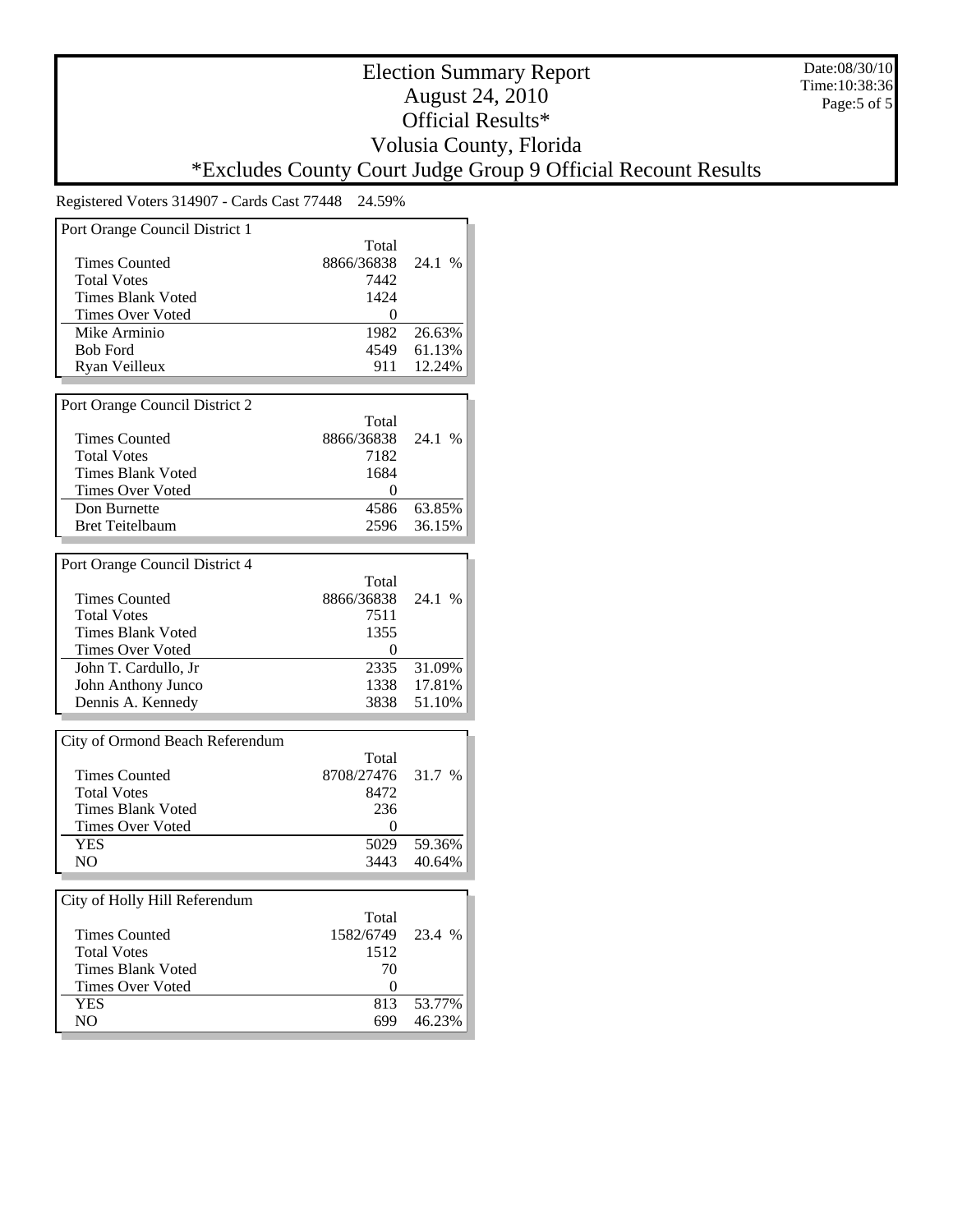# Election Summary Report
## August 24, 2010
## Official Results*
## Volusia County, Florida
## *Excludes County Court Judge Group 9 Official Recount Results

Date:08/30/10
Time:10:38:36

Registered Voters 314907 - Cards Cast 77448 24.59%

### Port Orange Council District 1

| | Total | |
|---|---|---|
| Times Counted | 8866/36838 | 24.1 % |
| Total Votes | 7442 | |
| Times Blank Voted | 1424 | |
| Times Over Voted | 0 | |
| Mike Arminio | 1982 | 26.63% |
| Bob Ford | 4549 | 61.13% |
| Ryan Veilleux | 911 | 12.24% |

### Port Orange Council District 2

| | Total | |
|---|---|---|
| Times Counted | 8866/36838 | 24.1 % |
| Total Votes | 7182 | |
| Times Blank Voted | 1684 | |
| Times Over Voted | 0 | |
| Don Burnette | 4586 | 63.85% |
| Bret Teitelbaum | 2596 | 36.15% |

### Port Orange Council District 4

| | Total | |
|---|---|---|
| Times Counted | 8866/36838 | 24.1 % |
| Total Votes | 7511 | |
| Times Blank Voted | 1355 | |
| Times Over Voted | 0 | |
| John T. Cardullo, Jr | 2335 | 31.09% |
| John Anthony Junco | 1338 | 17.81% |
| Dennis A. Kennedy | 3838 | 51.10% |

### City of Ormond Beach Referendum

| | Total | |
|---|---|---|
| Times Counted | 8708/27476 | 31.7 % |
| Total Votes | 8472 | |
| Times Blank Voted | 236 | |
| Times Over Voted | 0 | |
| YES | 5029 | 59.36% |
| NO | 3443 | 40.64% |

### City of Holly Hill Referendum

| | Total | |
|---|---|---|
| Times Counted | 1582/6749 | 23.4 % |
| Total Votes | 1512 | |
| Times Blank Voted | 70 | |
| Times Over Voted | 0 | |
| YES | 813 | 53.77% |
| NO | 699 | 46.23% |